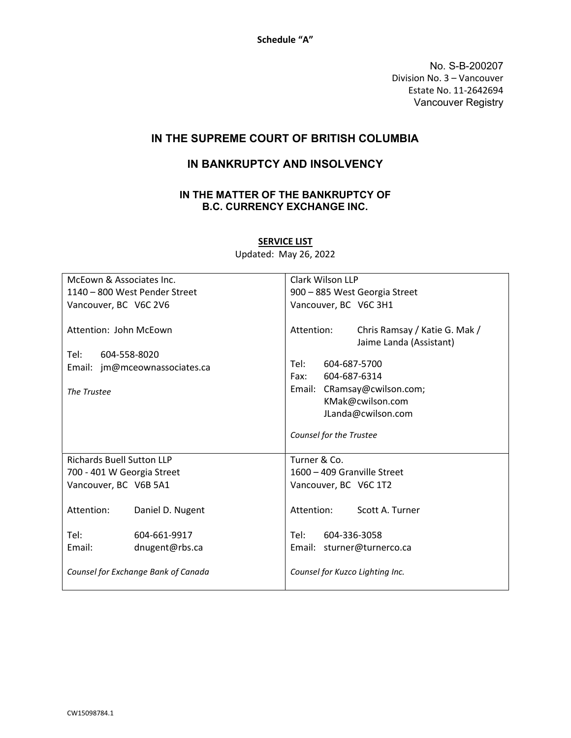**Schedule "A"**

No. S-B-200207
Division No. 3 – Vancouver
Estate No. 11-2642694
Vancouver Registry

## IN THE SUPREME COURT OF BRITISH COLUMBIA

## IN BANKRUPTCY AND INSOLVENCY

### IN THE MATTER OF THE BANKRUPTCY OF B.C. CURRENCY EXCHANGE INC.

**SERVICE LIST**

Updated: May 26, 2022

| | |
|---|---|
| McEown & Associates Inc.<br>1140 – 800 West Pender Street<br>Vancouver, BC V6C 2V6<br><br>Attention: John McEown<br><br>Tel: 604-558-8020<br>Email: jm@mceownassociates.ca<br><br>*The Trustee* | Clark Wilson LLP<br>900 – 885 West Georgia Street<br>Vancouver, BC V6C 3H1<br><br>Attention: Chris Ramsay / Katie G. Mak / Jaime Landa (Assistant)<br><br>Tel: 604-687-5700<br>Fax: 604-687-6314<br>Email: CRamsay@cwilson.com; KMak@cwilson.com JLanda@cwilson.com<br><br>*Counsel for the Trustee* |
| Richards Buell Sutton LLP<br>700 - 401 W Georgia Street<br>Vancouver, BC V6B 5A1<br><br>Attention: Daniel D. Nugent<br><br>Tel: 604-661-9917<br>Email: dnugent@rbs.ca<br><br>*Counsel for Exchange Bank of Canada* | Turner & Co.<br>1600 – 409 Granville Street<br>Vancouver, BC V6C 1T2<br><br>Attention: Scott A. Turner<br><br>Tel: 604-336-3058<br>Email: sturner@turnerco.ca<br><br>*Counsel for Kuzco Lighting Inc.* |

CW15098784.1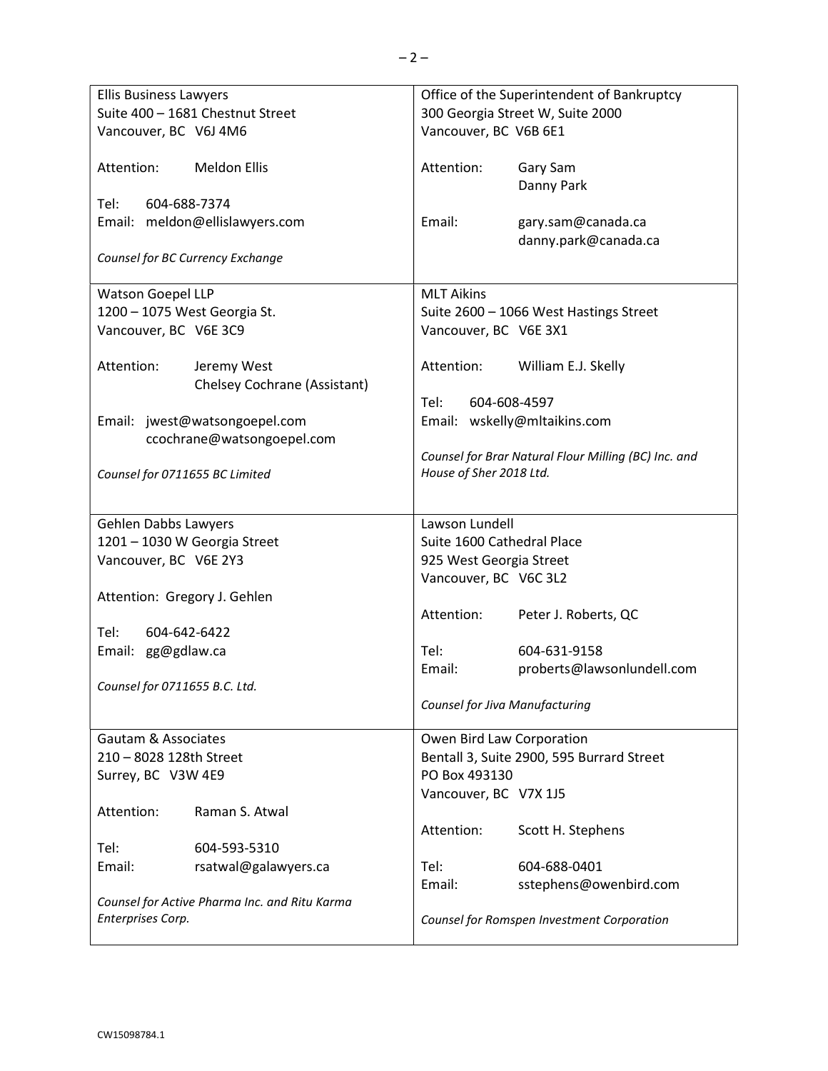| | |
|---|---|
| Ellis Business Lawyers<br>Suite 400 – 1681 Chestnut Street<br>Vancouver, BC V6J 4M6<br><br>Attention: Meldon Ellis<br><br>Tel: 604-688-7374<br>Email: meldon@ellislawyers.com<br><br>*Counsel for BC Currency Exchange* | Office of the Superintendent of Bankruptcy<br>300 Georgia Street W, Suite 2000<br>Vancouver, BC V6B 6E1<br><br>Attention: Gary Sam<br>Danny Park<br><br>Email: gary.sam@canada.ca<br>danny.park@canada.ca |
| Watson Goepel LLP<br>1200 – 1075 West Georgia St.<br>Vancouver, BC V6E 3C9<br><br>Attention: Jeremy West<br>Chelsey Cochrane (Assistant)<br><br>Email: jwest@watsongoepel.com<br>ccochrane@watsongoepel.com<br><br>*Counsel for 0711655 BC Limited* | MLT Aikins<br>Suite 2600 – 1066 West Hastings Street<br>Vancouver, BC V6E 3X1<br><br>Attention: William E.J. Skelly<br><br>Tel: 604-608-4597<br>Email: wskelly@mltaikins.com<br><br>*Counsel for Brar Natural Flour Milling (BC) Inc. and House of Sher 2018 Ltd.* |
| Gehlen Dabbs Lawyers<br>1201 – 1030 W Georgia Street<br>Vancouver, BC V6E 2Y3<br><br>Attention: Gregory J. Gehlen<br><br>Tel: 604-642-6422<br>Email: gg@gdlaw.ca<br><br>*Counsel for 0711655 B.C. Ltd.* | Lawson Lundell<br>Suite 1600 Cathedral Place<br>925 West Georgia Street<br>Vancouver, BC V6C 3L2<br><br>Attention: Peter J. Roberts, QC<br><br>Tel: 604-631-9158<br>Email: proberts@lawsonlundell.com<br><br>*Counsel for Jiva Manufacturing* |
| Gautam & Associates<br>210 – 8028 128th Street<br>Surrey, BC V3W 4E9<br><br>Attention: Raman S. Atwal<br><br>Tel: 604-593-5310<br>Email: rsatwal@galawyers.ca<br><br>*Counsel for Active Pharma Inc. and Ritu Karma Enterprises Corp.* | Owen Bird Law Corporation<br>Bentall 3, Suite 2900, 595 Burrard Street<br>PO Box 493130<br>Vancouver, BC V7X 1J5<br><br>Attention: Scott H. Stephens<br><br>Tel: 604-688-0401<br>Email: sstephens@owenbird.com<br><br>*Counsel for Romspen Investment Corporation* |

CW15098784.1